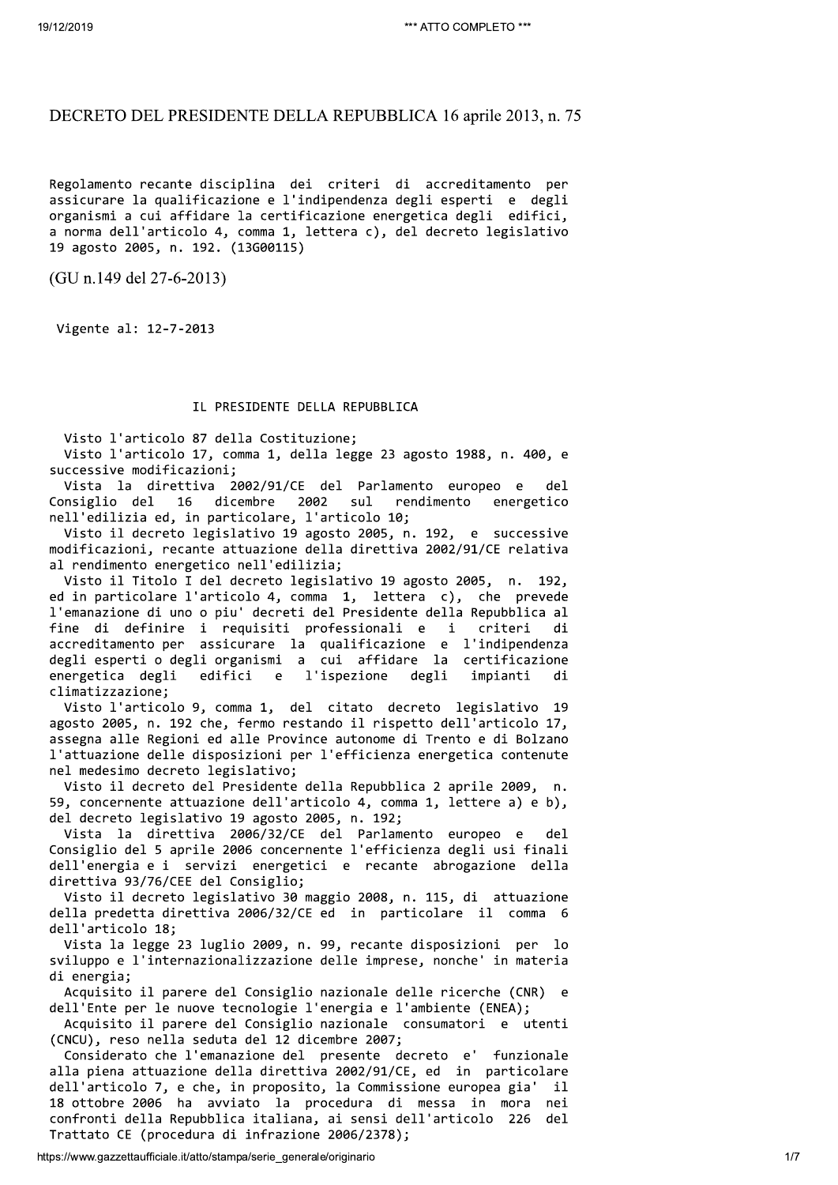# DECRETO DEL PRESIDENTE DELLA REPUBBLICA 16 aprile 2013, n. 75

Regolamento recante disciplina dei criteri di accreditamento per assicurare la qualificazione e l'indipendenza degli esperti e degli organismi a cui affidare la certificazione energetica degli edifici, a norma dell'articolo 4, comma 1, lettera c), del decreto legislativo 19 agosto 2005, n. 192. (13G00115)

(GU n.149 del 27-6-2013)

Vigente al: 12-7-2013

## IL PRESIDENTE DELLA REPUBBLICA

Visto l'articolo 87 della Costituzione;

Visto l'articolo 17, comma 1, della legge 23 agosto 1988, n. 400, e successive modificazioni;

Vista la direttiva 2002/91/CE del Parlamento europeo e del Consiglio del 16 dicembre 2002 sul rendimento energetico nell'edilizia ed, in particolare, l'articolo 10;

Visto il decreto legislativo 19 agosto 2005, n. 192, e successive modificazioni, recante attuazione della direttiva 2002/91/CE relativa al rendimento energetico nell'edilizia;

Visto il Titolo I del decreto legislativo 19 agosto 2005, n. 192, ed in particolare l'articolo 4, comma 1, lettera c), che prevede l'emanazione di uno o piu' decreti del Presidente della Repubblica al fine di definire i requisiti professionali e i criteri di accreditamento per assicurare la qualificazione e l'indipendenza degli esperti o degli organismi a cui affidare la certificazione energetica degli edifici e l'ispezione degli impianti di climatizzazione;

Visto l'articolo 9, comma 1, del citato decreto legislativo 19 agosto 2005, n. 192 che, fermo restando il rispetto dell'articolo 17, assegna alle Regioni ed alle Province autonome di Trento e di Bolzano l'attuazione delle disposizioni per l'efficienza energetica contenute nel medesimo decreto legislativo;

Visto il decreto del Presidente della Repubblica 2 aprile 2009, n. 59, concernente attuazione dell'articolo 4, comma 1, lettere a) e b), del decreto legislativo 19 agosto 2005, n. 192;

Vista la direttiva 2006/32/CE del Parlamento europeo e del Consiglio del 5 aprile 2006 concernente l'efficienza degli usi finali dell'energia e i servizi energetici e recante abrogazione della direttiva 93/76/CEE del Consiglio;

Visto il decreto legislativo 30 maggio 2008, n. 115, di attuazione della predetta direttiva 2006/32/CE ed in particolare il comma 6 dell'articolo 18;

Vista la legge 23 luglio 2009, n. 99, recante disposizioni per lo sviluppo e l'internazionalizzazione delle imprese, nonche' in materia di energia;

Acquisito il parere del Consiglio nazionale delle ricerche (CNR) e dell'Ente per le nuove tecnologie l'energia e l'ambiente (ENEA);

Acquisito il parere del Consiglio nazionale consumatori e utenti (CNCU), reso nella seduta del 12 dicembre 2007;

Considerato che l'emanazione del presente decreto e' funzionale alla piena attuazione della direttiva 2002/91/CE, ed in particolare dell'articolo 7, e che, in proposito, la Commissione europea gia' il 18 ottobre 2006 ha avviato la procedura di messa in mora nei confronti della Repubblica italiana, ai sensi dell'articolo 226 del Trattato CE (procedura di infrazione 2006/2378);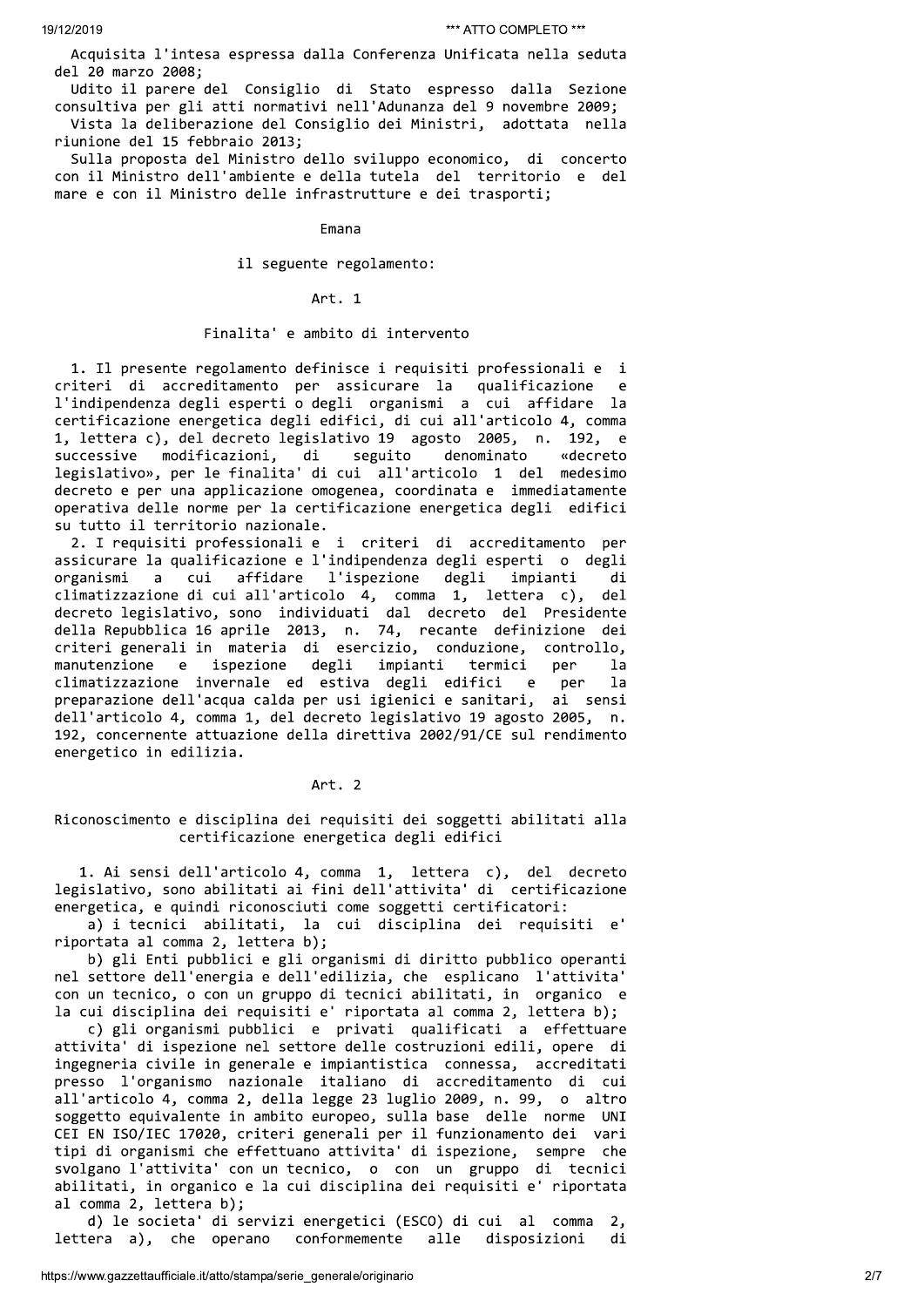Acquisita l'intesa espressa dalla Conferenza Unificata nella seduta del 20 marzo 2008;

Udito il parere del Consiglio di Stato espresso dalla Sezione consultiva per gli atti normativi nell'Adunanza del 9 novembre 2009;

Vista la deliberazione del Consiglio dei Ministri, adottata nella riunione del 15 febbraio 2013;

Sulla proposta del Ministro dello sviluppo economico, di concerto con il Ministro dell'ambiente e della tutela del territorio e del mare e con il Ministro delle infrastrutture e dei trasporti;

Emana

il seguente regolamento:

## Art. 1

### Finalita' e ambito di intervento

1. Il presente regolamento definisce i requisiti professionali e i criteri di accreditamento per assicurare la qualificazione e l'indipendenza degli esperti o degli organismi a cui affidare la certificazione energetica degli edifici, di cui all'articolo 4, comma 1, lettera c), del decreto legislativo 19 agosto 2005, n. 192, e successive modificazioni, di seguito denominato «decreto legislativo», per le finalita' di cui all'articolo 1 del medesimo decreto e per una applicazione omogenea, coordinata e immediatamente operativa delle norme per la certificazione energetica degli edifici su tutto il territorio nazionale.

2. I requisiti professionali e i criteri di accreditamento per assicurare la qualificazione e l'indipendenza degli esperti o degli organismi a cui affidare l'ispezione degli impianti di climatizzazione di cui all'articolo 4, comma 1, lettera c), del decreto legislativo, sono individuati dal decreto del Presidente della Repubblica 16 aprile 2013, n. 74, recante definizione dei criteri generali in materia di esercizio, conduzione, controllo, manutenzione e ispezione degli impianti termici per la climatizzazione invernale ed estiva degli edifici e per la preparazione dell'acqua calda per usi igienici e sanitari, ai sensi dell'articolo 4, comma 1, del decreto legislativo 19 agosto 2005, n. 192, concernente attuazione della direttiva 2002/91/CE sul rendimento energetico in edilizia.

## Art. 2

### Riconoscimento e disciplina dei requisiti dei soggetti abilitati alla certificazione energetica degli edifici

1. Ai sensi dell'articolo 4, comma 1, lettera c), del decreto legislativo, sono abilitati ai fini dell'attivita' di certificazione energetica, e quindi riconosciuti come soggetti certificatori:

a) i tecnici abilitati, la cui disciplina dei requisiti e' riportata al comma 2, lettera b);

b) gli Enti pubblici e gli organismi di diritto pubblico operanti nel settore dell'energia e dell'edilizia, che esplicano l'attivita' con un tecnico, o con un gruppo di tecnici abilitati, in organico e la cui disciplina dei requisiti e' riportata al comma 2, lettera b);

c) gli organismi pubblici e privati qualificati a effettuare attivita' di ispezione nel settore delle costruzioni edili, opere di ingegneria civile in generale e impiantistica connessa, accreditati presso l'organismo nazionale italiano di accreditamento di cui all'articolo 4, comma 2, della legge 23 luglio 2009, n. 99, o altro soggetto equivalente in ambito europeo, sulla base delle norme UNI CEI EN ISO/IEC 17020, criteri generali per il funzionamento dei vari tipi di organismi che effettuano attivita' di ispezione, sempre che svolgano l'attivita' con un tecnico, o con un gruppo di tecnici abilitati, in organico e la cui disciplina dei requisiti e' riportata al comma 2, lettera b);

d) le societa' di servizi energetici (ESCO) di cui al comma 2, lettera a), che operano conformemente alle disposizioni di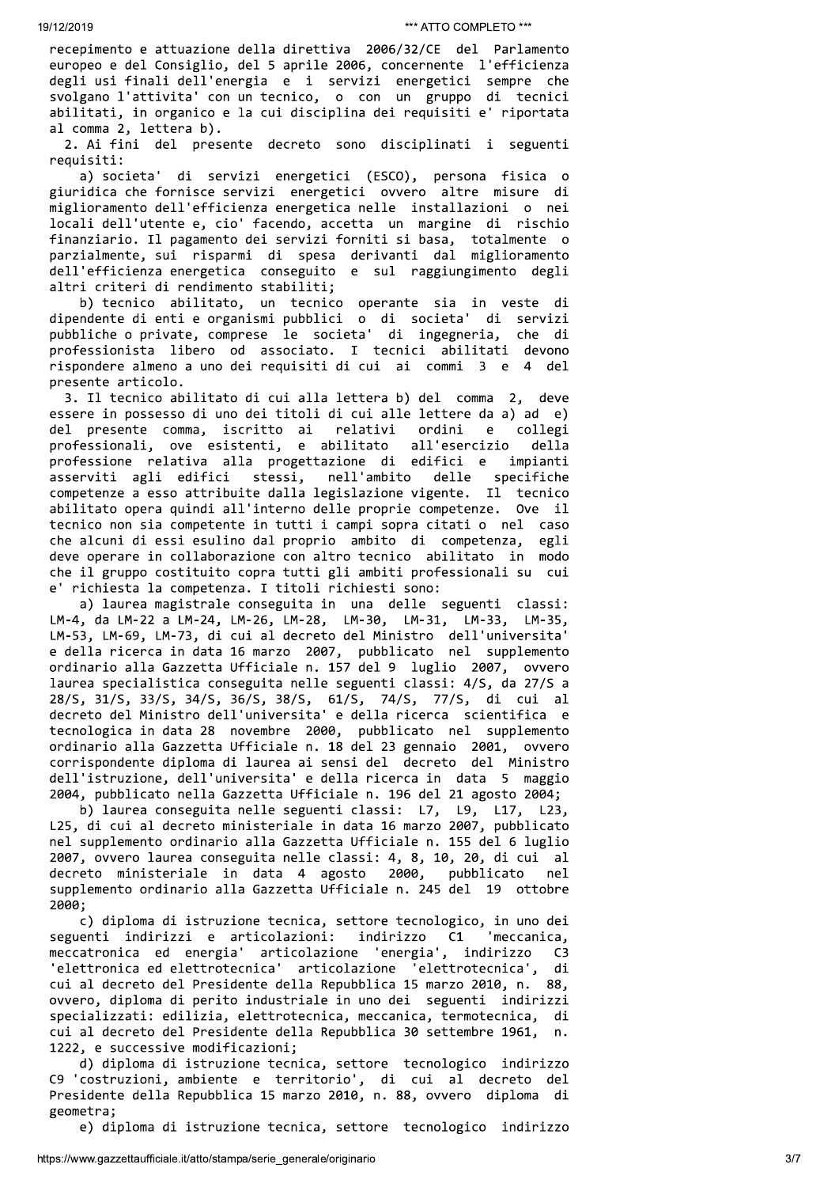recepimento e attuazione della direttiva 2006/32/CE del Parlamento europeo e del Consiglio, del 5 aprile 2006, concernente l'efficienza degli usi finali dell'energia e i servizi energetici sempre che svolgano l'attivita' con un tecnico, o con un gruppo di tecnici abilitati, in organico e la cui disciplina dei requisiti e' riportata al comma 2, lettera b).

2. Ai fini del presente decreto sono disciplinati i seguenti requisiti:

a) societa' di servizi energetici (ESCO), persona fisica o giuridica che fornisce servizi energetici ovvero altre misure di miglioramento dell'efficienza energetica nelle installazioni o nei locali dell'utente e, cio' facendo, accetta un margine di rischio finanziario. Il pagamento dei servizi forniti si basa, totalmente o parzialmente, sui risparmi di spesa derivanti dal miglioramento dell'efficienza energetica conseguito e sul raggiungimento degli altri criteri di rendimento stabiliti;

b) tecnico abilitato, un tecnico operante sia in veste di dipendente di enti e organismi pubblici o di societa' di servizi pubbliche o private, comprese le societa' di ingegneria, che di professionista libero od associato. I tecnici abilitati devono rispondere almeno a uno dei requisiti di cui ai commi 3 e 4 del presente articolo.

3. Il tecnico abilitato di cui alla lettera b) del comma 2, deve essere in possesso di uno dei titoli di cui alle lettere da a) ad e) del presente comma, iscritto ai relativi ordini e collegi professionali, ove esistenti, e abilitato all'esercizio della professione relativa alla progettazione di edifici e impianti asserviti agli edifici stessi, nell'ambito delle specifiche competenze a esso attribuite dalla legislazione vigente. Il tecnico abilitato opera quindi all'interno delle proprie competenze. Ove il tecnico non sia competente in tutti i campi sopra citati o nel caso che alcuni di essi esulino dal proprio ambito di competenza, egli deve operare in collaborazione con altro tecnico abilitato in modo che il gruppo costituito copra tutti gli ambiti professionali su cui e' richiesta la competenza. I titoli richiesti sono:

a) laurea magistrale conseguita in una delle seguenti classi: LM-4, da LM-22 a LM-24, LM-26, LM-28, LM-30, LM-31, LM-33, LM-35, LM-53, LM-69, LM-73, di cui al decreto del Ministro dell'universita' e della ricerca in data 16 marzo 2007, pubblicato nel supplemento ordinario alla Gazzetta Ufficiale n. 157 del 9 luglio 2007, ovvero laurea specialistica conseguita nelle seguenti classi: 4/S, da 27/S a 28/S, 31/S, 33/S, 34/S, 36/S, 38/S, 61/S, 74/S, 77/S, di cui al decreto del Ministro dell'universita' e della ricerca scientifica e tecnologica in data 28 novembre 2000, pubblicato nel supplemento ordinario alla Gazzetta Ufficiale n. 18 del 23 gennaio 2001, ovvero corrispondente diploma di laurea ai sensi del decreto del Ministro dell'istruzione, dell'universita' e della ricerca in data 5 maggio 2004, pubblicato nella Gazzetta Ufficiale n. 196 del 21 agosto 2004;

b) laurea conseguita nelle seguenti classi: L7, L9, L17, L23, L25, di cui al decreto ministeriale in data 16 marzo 2007, pubblicato nel supplemento ordinario alla Gazzetta Ufficiale n. 155 del 6 luglio 2007, ovvero laurea conseguita nelle classi: 4, 8, 10, 20, di cui al decreto ministeriale in data 4 agosto 2000, pubblicato nel supplemento ordinario alla Gazzetta Ufficiale n. 245 del 19 ottobre 2000;

c) diploma di istruzione tecnica, settore tecnologico, in uno dei seguenti indirizzi e articolazioni: indirizzo C1 'meccanica, meccatronica ed energia' articolazione 'energia', indirizzo C3 'elettronica ed elettrotecnica' articolazione 'elettrotecnica', di cui al decreto del Presidente della Repubblica 15 marzo 2010, n. 88, ovvero, diploma di perito industriale in uno dei seguenti indirizzi specializzati: edilizia, elettrotecnica, meccanica, termotecnica, di cui al decreto del Presidente della Repubblica 30 settembre 1961, n. 1222, e successive modificazioni;

d) diploma di istruzione tecnica, settore tecnologico indirizzo C9 'costruzioni, ambiente e territorio', di cui al decreto del Presidente della Repubblica 15 marzo 2010, n. 88, ovvero diploma di geometra;

e) diploma di istruzione tecnica, settore tecnologico indirizzo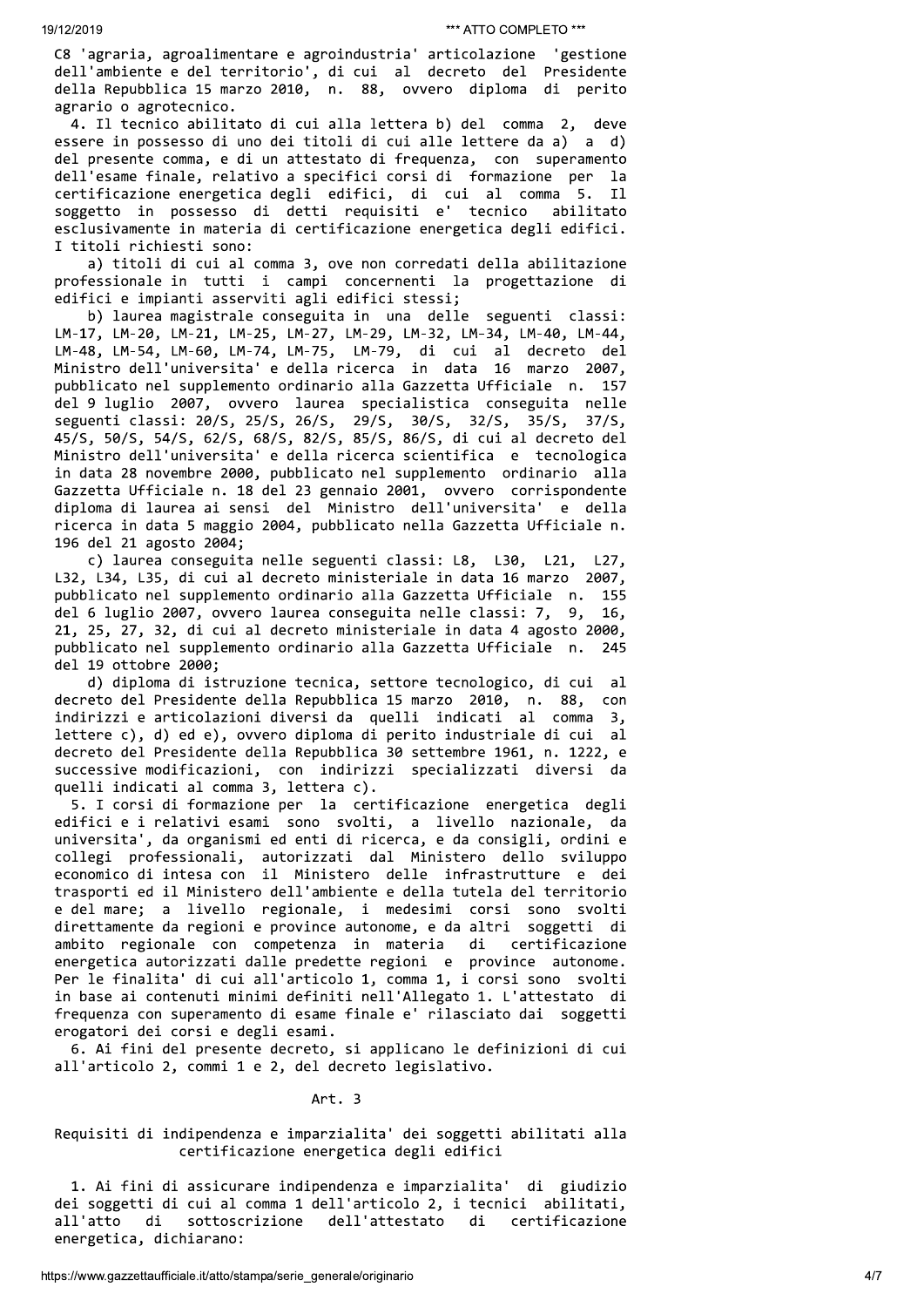C8 'agraria, agroalimentare e agroindustria' articolazione 'gestione dell'ambiente e del territorio', di cui al decreto del Presidente della Repubblica 15 marzo 2010, n. 88, ovvero diploma di perito agrario o agrotecnico.

4. Il tecnico abilitato di cui alla lettera b) del comma 2, deve essere in possesso di uno dei titoli di cui alle lettere da a) a d) del presente comma, e di un attestato di frequenza, con superamento dell'esame finale, relativo a specifici corsi di formazione per la certificazione energetica degli edifici, di cui al comma 5. Il soggetto in possesso di detti requisiti e' tecnico abilitato esclusivamente in materia di certificazione energetica degli edifici. I titoli richiesti sono:

a) titoli di cui al comma 3, ove non corredati della abilitazione professionale in tutti i campi concernenti la progettazione di edifici e impianti asserviti agli edifici stessi;

b) laurea magistrale conseguita in una delle seguenti classi: LM-17, LM-20, LM-21, LM-25, LM-27, LM-29, LM-32, LM-34, LM-40, LM-44, LM-48, LM-54, LM-60, LM-74, LM-75, LM-79, di cui al decreto del Ministro dell'universita' e della ricerca in data 16 marzo 2007, pubblicato nel supplemento ordinario alla Gazzetta Ufficiale n. 157 del 9 luglio 2007, ovvero laurea specialistica conseguita nelle seguenti classi: 20/S, 25/S, 26/S, 29/S, 30/S, 32/S, 35/S, 37/S, 45/S, 50/S, 54/S, 62/S, 68/S, 82/S, 85/S, 86/S, di cui al decreto del Ministro dell'universita' e della ricerca scientifica e tecnologica in data 28 novembre 2000, pubblicato nel supplemento ordinario alla Gazzetta Ufficiale n. 18 del 23 gennaio 2001, ovvero corrispondente diploma di laurea ai sensi del Ministro dell'universita' e della ricerca in data 5 maggio 2004, pubblicato nella Gazzetta Ufficiale n. 196 del 21 agosto 2004;

c) laurea conseguita nelle seguenti classi: L8, L30, L21, L27, L32, L34, L35, di cui al decreto ministeriale in data 16 marzo 2007, pubblicato nel supplemento ordinario alla Gazzetta Ufficiale n. 155 del 6 luglio 2007, ovvero laurea conseguita nelle classi: 7, 9, 16, 21, 25, 27, 32, di cui al decreto ministeriale in data 4 agosto 2000, pubblicato nel supplemento ordinario alla Gazzetta Ufficiale n. 245 del 19 ottobre 2000;

d) diploma di istruzione tecnica, settore tecnologico, di cui al decreto del Presidente della Repubblica 15 marzo 2010, n. 88, con indirizzi e articolazioni diversi da quelli indicati al comma 3, lettere c), d) ed e), ovvero diploma di perito industriale di cui al decreto del Presidente della Repubblica 30 settembre 1961, n. 1222, e successive modificazioni, con indirizzi specializzati diversi da quelli indicati al comma 3, lettera c).

5. I corsi di formazione per la certificazione energetica degli edifici e i relativi esami sono svolti, a livello nazionale, da universita', da organismi ed enti di ricerca, e da consigli, ordini e collegi professionali, autorizzati dal Ministero dello sviluppo economico di intesa con il Ministero delle infrastrutture e dei trasporti ed il Ministero dell'ambiente e della tutela del territorio e del mare; a livello regionale, i medesimi corsi sono svolti direttamente da regioni e province autonome, e da altri soggetti di ambito regionale con competenza in materia di certificazione energetica autorizzati dalle predette regioni e province autonome. Per le finalita' di cui all'articolo 1, comma 1, i corsi sono svolti in base ai contenuti minimi definiti nell'Allegato 1. L'attestato di frequenza con superamento di esame finale e' rilasciato dai soggetti erogatori dei corsi e degli esami.

6. Ai fini del presente decreto, si applicano le definizioni di cui all'articolo 2, commi 1 e 2, del decreto legislativo.

## Art. 3

### Requisiti di indipendenza e imparzialita' dei soggetti abilitati alla certificazione energetica degli edifici

1. Ai fini di assicurare indipendenza e imparzialita' di giudizio dei soggetti di cui al comma 1 dell'articolo 2, i tecnici abilitati, all'atto di sottoscrizione dell'attestato di certificazione energetica, dichiarano: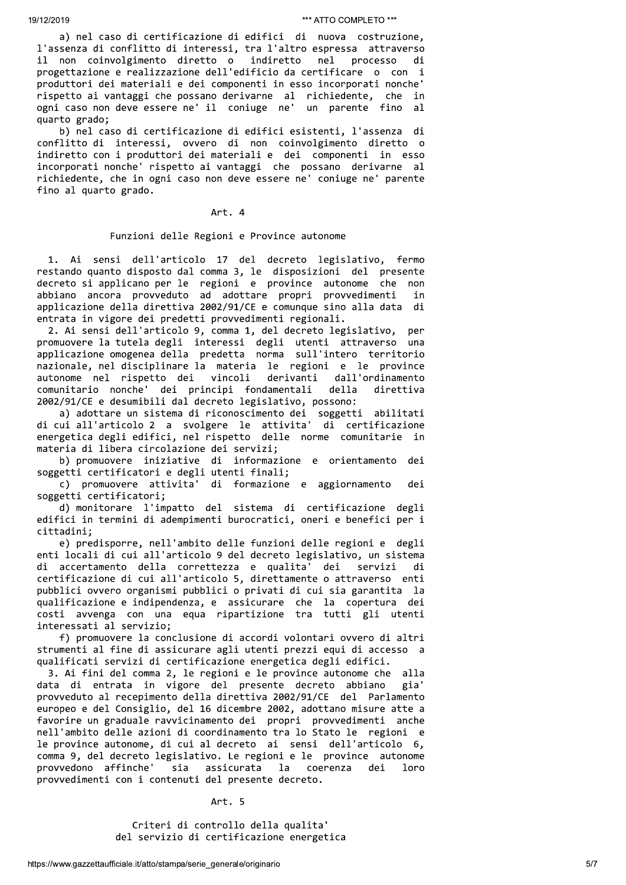a) nel caso di certificazione di edifici di nuova costruzione, l'assenza di conflitto di interessi, tra l'altro espressa attraverso il non coinvolgimento diretto o indiretto nel processo di progettazione e realizzazione dell'edificio da certificare o con i produttori dei materiali e dei componenti in esso incorporati nonche' rispetto ai vantaggi che possano derivarne al richiedente, che in ogni caso non deve essere ne' il coniuge ne' un parente fino al quarto grado;

b) nel caso di certificazione di edifici esistenti, l'assenza di conflitto di interessi, ovvero di non coinvolgimento diretto o indiretto con i produttori dei materiali e dei componenti in esso incorporati nonche' rispetto ai vantaggi che possano derivarne al richiedente, che in ogni caso non deve essere ne' coniuge ne' parente fino al quarto grado.

## Art. 4

### Funzioni delle Regioni e Province autonome

1. Ai sensi dell'articolo 17 del decreto legislativo, fermo restando quanto disposto dal comma 3, le disposizioni del presente decreto si applicano per le regioni e province autonome che non abbiano ancora provveduto ad adottare propri provvedimenti in applicazione della direttiva 2002/91/CE e comunque sino alla data di entrata in vigore dei predetti provvedimenti regionali.

2. Ai sensi dell'articolo 9, comma 1, del decreto legislativo, per promuovere la tutela degli interessi degli utenti attraverso una applicazione omogenea della predetta norma sull'intero territorio nazionale, nel disciplinare la materia le regioni e le province autonome nel rispetto dei vincoli derivanti dall'ordinamento comunitario nonche' dei principi fondamentali della direttiva 2002/91/CE e desumibili dal decreto legislativo, possono:

a) adottare un sistema di riconoscimento dei soggetti abilitati di cui all'articolo 2 a svolgere le attivita' di certificazione energetica degli edifici, nel rispetto delle norme comunitarie in materia di libera circolazione dei servizi;

b) promuovere iniziative di informazione e orientamento dei soggetti certificatori e degli utenti finali;

c) promuovere attivita' di formazione e aggiornamento dei soggetti certificatori;

d) monitorare l'impatto del sistema di certificazione degli edifici in termini di adempimenti burocratici, oneri e benefici per i cittadini;

e) predisporre, nell'ambito delle funzioni delle regioni e degli enti locali di cui all'articolo 9 del decreto legislativo, un sistema di accertamento della correttezza e qualita' dei servizi di certificazione di cui all'articolo 5, direttamente o attraverso enti pubblici ovvero organismi pubblici o privati di cui sia garantita la qualificazione e indipendenza, e assicurare che la copertura dei costi avvenga con una equa ripartizione tra tutti gli utenti interessati al servizio;

f) promuovere la conclusione di accordi volontari ovvero di altri strumenti al fine di assicurare agli utenti prezzi equi di accesso a qualificati servizi di certificazione energetica degli edifici.

3. Ai fini del comma 2, le regioni e le province autonome che alla data di entrata in vigore del presente decreto abbiano gia' provveduto al recepimento della direttiva 2002/91/CE del Parlamento europeo e del Consiglio, del 16 dicembre 2002, adottano misure atte a favorire un graduale ravvicinamento dei propri provvedimenti anche nell'ambito delle azioni di coordinamento tra lo Stato le regioni e le province autonome, di cui al decreto ai sensi dell'articolo 6, comma 9, del decreto legislativo. Le regioni e le province autonome provvedono affinche' sia assicurata la coerenza dei loro provvedimenti con i contenuti del presente decreto.

## Art. 5

### Criteri di controllo della qualita' del servizio di certificazione energetica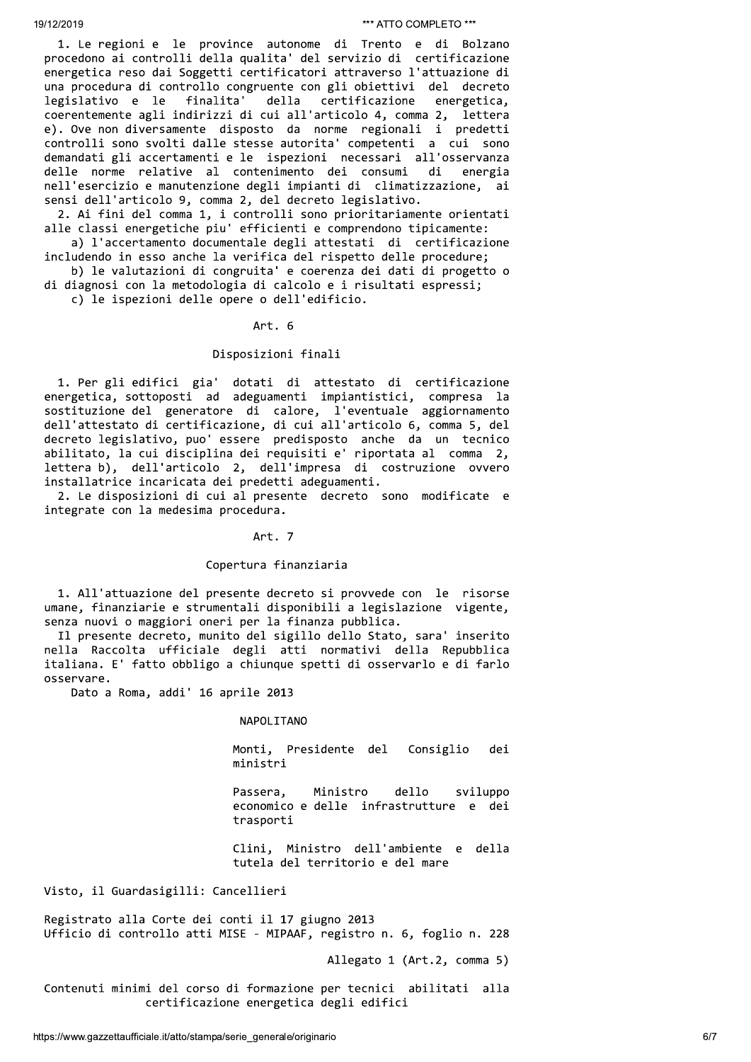1. Le regioni e le province autonome di Trento e di Bolzano procedono ai controlli della qualita' del servizio di certificazione energetica reso dai Soggetti certificatori attraverso l'attuazione di una procedura di controllo congruente con gli obiettivi del decreto legislativo e le finalita' della certificazione energetica, coerentemente agli indirizzi di cui all'articolo 4, comma 2, lettera e). Ove non diversamente disposto da norme regionali i predetti controlli sono svolti dalle stesse autorita' competenti a cui sono demandati gli accertamenti e le ispezioni necessari all'osservanza delle norme relative al contenimento dei consumi di energia nell'esercizio e manutenzione degli impianti di climatizzazione, ai sensi dell'articolo 9, comma 2, del decreto legislativo.

2. Ai fini del comma 1, i controlli sono prioritariamente orientati alle classi energetiche piu' efficienti e comprendono tipicamente:

a) l'accertamento documentale degli attestati di certificazione includendo in esso anche la verifica del rispetto delle procedure;

b) le valutazioni di congruita' e coerenza dei dati di progetto o di diagnosi con la metodologia di calcolo e i risultati espressi;

c) le ispezioni delle opere o dell'edificio.

## Art. 6

### Disposizioni finali

1. Per gli edifici gia' dotati di attestato di certificazione energetica, sottoposti ad adeguamenti impiantistici, compresa la sostituzione del generatore di calore, l'eventuale aggiornamento dell'attestato di certificazione, di cui all'articolo 6, comma 5, del decreto legislativo, puo' essere predisposto anche da un tecnico abilitato, la cui disciplina dei requisiti e' riportata al comma 2, lettera b), dell'articolo 2, dell'impresa di costruzione ovvero installatrice incaricata dei predetti adeguamenti.

2. Le disposizioni di cui al presente decreto sono modificate e integrate con la medesima procedura.

## Art. 7

### Copertura finanziaria

1. All'attuazione del presente decreto si provvede con le risorse umane, finanziarie e strumentali disponibili a legislazione vigente, senza nuovi o maggiori oneri per la finanza pubblica.

Il presente decreto, munito del sigillo dello Stato, sara' inserito nella Raccolta ufficiale degli atti normativi della Repubblica italiana. E' fatto obbligo a chiunque spetti di osservarlo e di farlo osservare.

Dato a Roma, addi' 16 aprile 2013

NAPOLITANO

Monti, Presidente del Consiglio dei ministri

Passera, Ministro dello sviluppo economico e delle infrastrutture e dei trasporti

Clini, Ministro dell'ambiente e della tutela del territorio e del mare

Visto, il Guardasigilli: Cancellieri

Registrato alla Corte dei conti il 17 giugno 2013
Ufficio di controllo atti MISE - MIPAAF, registro n. 6, foglio n. 228

Allegato 1 (Art.2, comma 5)

Contenuti minimi del corso di formazione per tecnici abilitati alla certificazione energetica degli edifici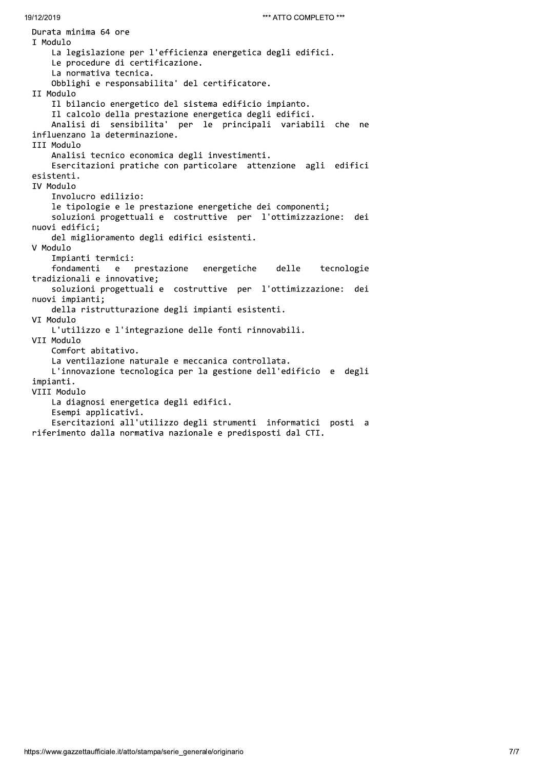Durata minima 64 ore

I Modulo

La legislazione per l'efficienza energetica degli edifici.
Le procedure di certificazione.
La normativa tecnica.
Obblighi e responsabilita' del certificatore.

II Modulo

Il bilancio energetico del sistema edificio impianto.
Il calcolo della prestazione energetica degli edifici.
Analisi di sensibilita' per le principali variabili che ne influenzano la determinazione.

III Modulo

Analisi tecnico economica degli investimenti.
Esercitazioni pratiche con particolare attenzione agli edifici esistenti.

IV Modulo

Involucro edilizio:
le tipologie e le prestazione energetiche dei componenti;
soluzioni progettuali e costruttive per l'ottimizzazione: dei nuovi edifici;
del miglioramento degli edifici esistenti.

V Modulo

Impianti termici:
fondamenti e prestazione energetiche delle tecnologie tradizionali e innovative;
soluzioni progettuali e costruttive per l'ottimizzazione: dei nuovi impianti;
della ristrutturazione degli impianti esistenti.

VI Modulo

L'utilizzo e l'integrazione delle fonti rinnovabili.

VII Modulo

Comfort abitativo.
La ventilazione naturale e meccanica controllata.
L'innovazione tecnologica per la gestione dell'edificio e degli impianti.

VIII Modulo

La diagnosi energetica degli edifici.
Esempi applicativi.
Esercitazioni all'utilizzo degli strumenti informatici posti a riferimento dalla normativa nazionale e predisposti dal CTI.